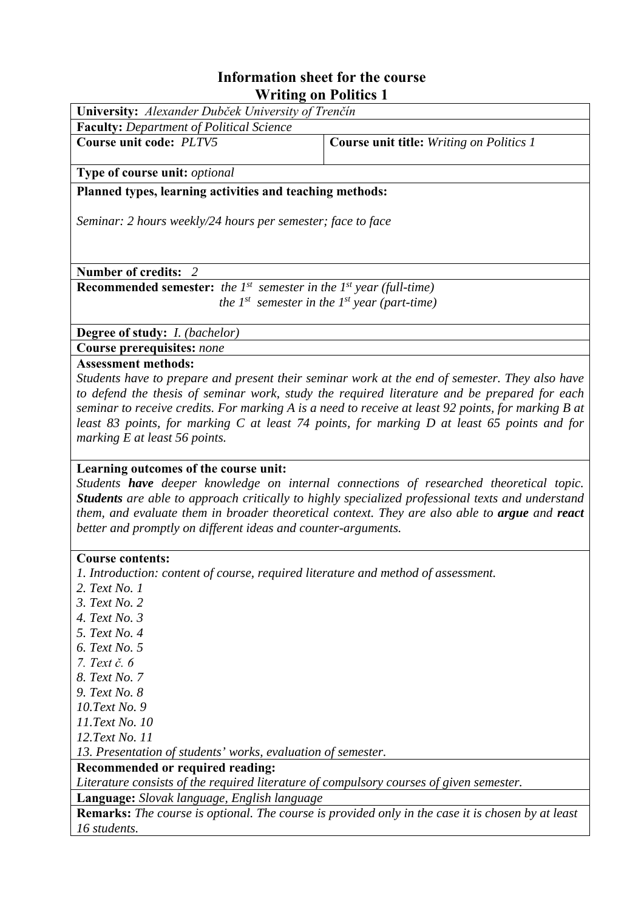# Information sheet for the course
# Writing on Politics 1

**University:** *Alexander Dubček University of Trenčín*

**Faculty:** *Department of Political Science*

| **Course unit code:** *PLTV5* | **Course unit title:** *Writing on Politics 1* |
|---|---|

**Type of course unit:** *optional*

**Planned types, learning activities and teaching methods:**

*Seminar: 2 hours weekly/24 hours per semester; face to face*

**Number of credits:** *2*

**Recommended semester:** *the 1st semester in the 1st year (full-time)*
*the 1st semester in the 1st year (part-time)*

**Degree of study:** *I. (bachelor)*

**Course prerequisites:** *none*

**Assessment methods:**
*Students have to prepare and present their seminar work at the end of semester. They also have to defend the thesis of seminar work, study the required literature and be prepared for each seminar to receive credits. For marking A is a need to receive at least 92 points, for marking B at least 83 points, for marking C at least 74 points, for marking D at least 65 points and for marking E at least 56 points.*

**Learning outcomes of the course unit:**
*Students **have** deeper knowledge on internal connections of researched theoretical topic. **Students** are able to approach critically to highly specialized professional texts and understand them, and evaluate them in broader theoretical context. They are also able to **argue** and **react** better and promptly on different ideas and counter-arguments.*

**Course contents:**
*1. Introduction: content of course, required literature and method of assessment.*
*2. Text No. 1*
*3. Text No. 2*
*4. Text No. 3*
*5. Text No. 4*
*6. Text No. 5*
*7. Text č. 6*
*8. Text No. 7*
*9. Text No. 8*
*10.Text No. 9*
*11.Text No. 10*
*12.Text No. 11*
*13. Presentation of students' works, evaluation of semester.*

**Recommended or required reading:**
*Literature consists of the required literature of compulsory courses of given semester.*

**Language:** *Slovak language, English language*

**Remarks:** *The course is optional. The course is provided only in the case it is chosen by at least 16 students.*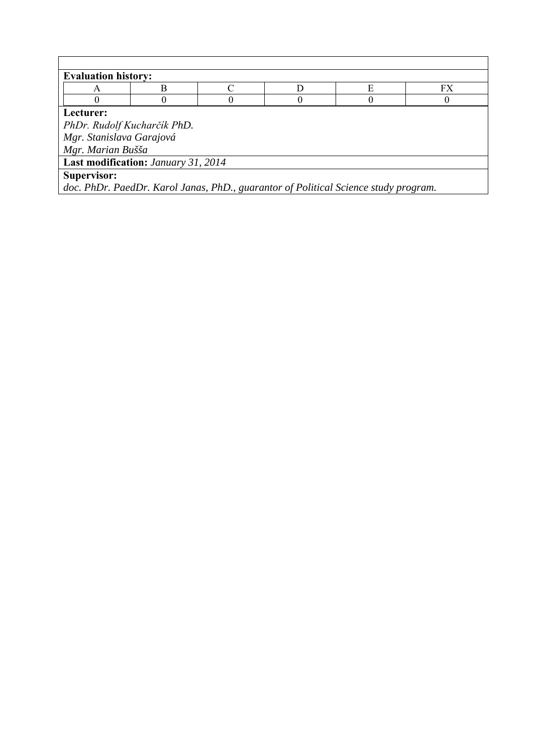**Evaluation history:**

| A | B | C | D | E | FX |
|---|---|---|---|---|---|
| 0 | 0 | 0 | 0 | 0 | 0 |

**Lecturer:**

*PhDr. Rudolf Kucharčík PhD.*
*Mgr. Stanislava Garajová*
*Mgr. Marian Bušša*

**Last modification:** *January 31, 2014*

**Supervisor:**

*doc. PhDr. PaedDr. Karol Janas, PhD., guarantor of Political Science study program.*